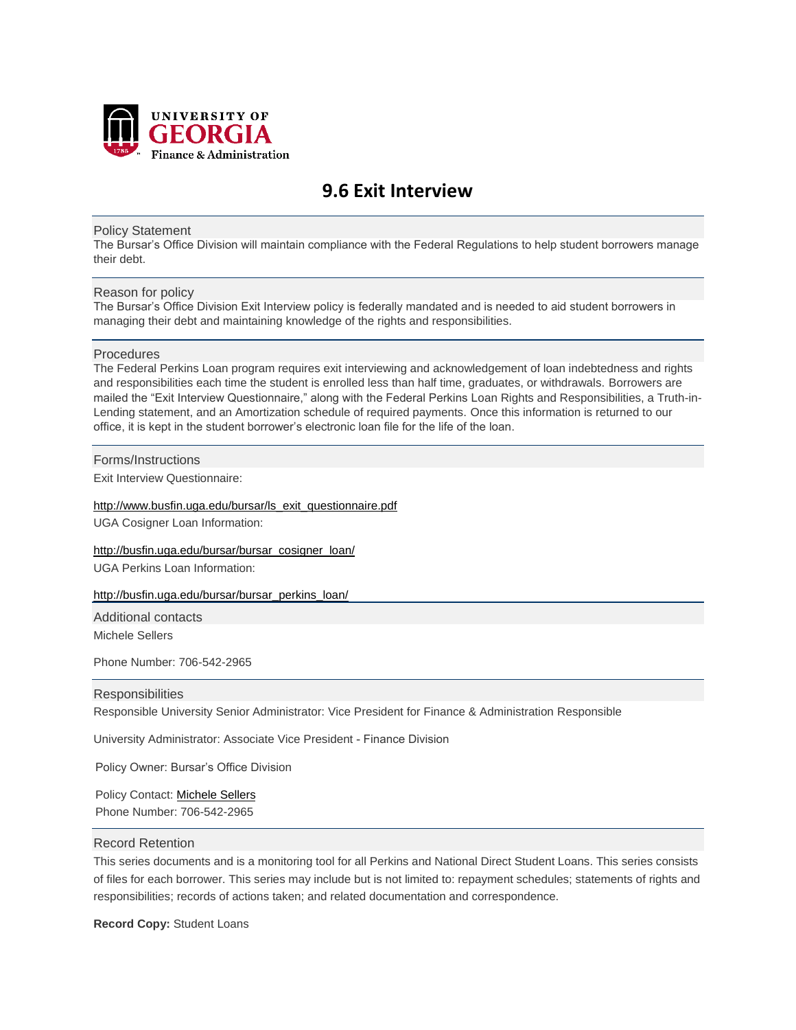UNIVERSITY OF
GEORGIA
Finance & Administration

# 9.6 Exit Interview

## Policy Statement

The Bursar's Office Division will maintain compliance with the Federal Regulations to help student borrowers manage their debt.

## Reason for policy

The Bursar's Office Division Exit Interview policy is federally mandated and is needed to aid student borrowers in managing their debt and maintaining knowledge of the rights and responsibilities.

## Procedures

The Federal Perkins Loan program requires exit interviewing and acknowledgement of loan indebtedness and rights and responsibilities each time the student is enrolled less than half time, graduates, or withdrawals. Borrowers are mailed the "Exit Interview Questionnaire," along with the Federal Perkins Loan Rights and Responsibilities, a Truth-in-Lending statement, and an Amortization schedule of required payments. Once this information is returned to our office, it is kept in the student borrower's electronic loan file for the life of the loan.

## Forms/Instructions

Exit Interview Questionnaire:

http://www.busfin.uga.edu/bursar/ls_exit_questionnaire.pdf

UGA Cosigner Loan Information:

http://busfin.uga.edu/bursar/bursar_cosigner_loan/

UGA Perkins Loan Information:

http://busfin.uga.edu/bursar/bursar_perkins_loan/

## Additional contacts

Michele Sellers

Phone Number: 706-542-2965

## Responsibilities

Responsible University Senior Administrator: Vice President for Finance & Administration Responsible

University Administrator: Associate Vice President - Finance Division

Policy Owner: Bursar's Office Division

Policy Contact: Michele Sellers
Phone Number: 706-542-2965

## Record Retention

This series documents and is a monitoring tool for all Perkins and National Direct Student Loans. This series consists of files for each borrower. This series may include but is not limited to: repayment schedules; statements of rights and responsibilities; records of actions taken; and related documentation and correspondence.

**Record Copy:** Student Loans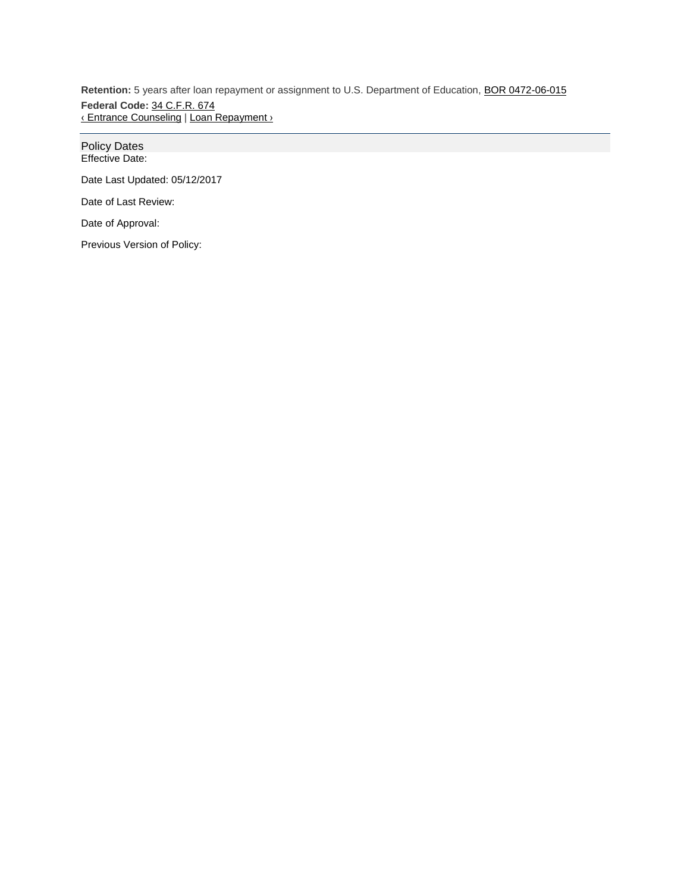**Retention:** 5 years after loan repayment or assignment to U.S. Department of Education, BOR 0472-06-015

**Federal Code:** 34 C.F.R. 674

‹ Entrance Counseling | Loan Repayment ›

## Policy Dates

Effective Date:

Date Last Updated: 05/12/2017

Date of Last Review:

Date of Approval:

Previous Version of Policy: